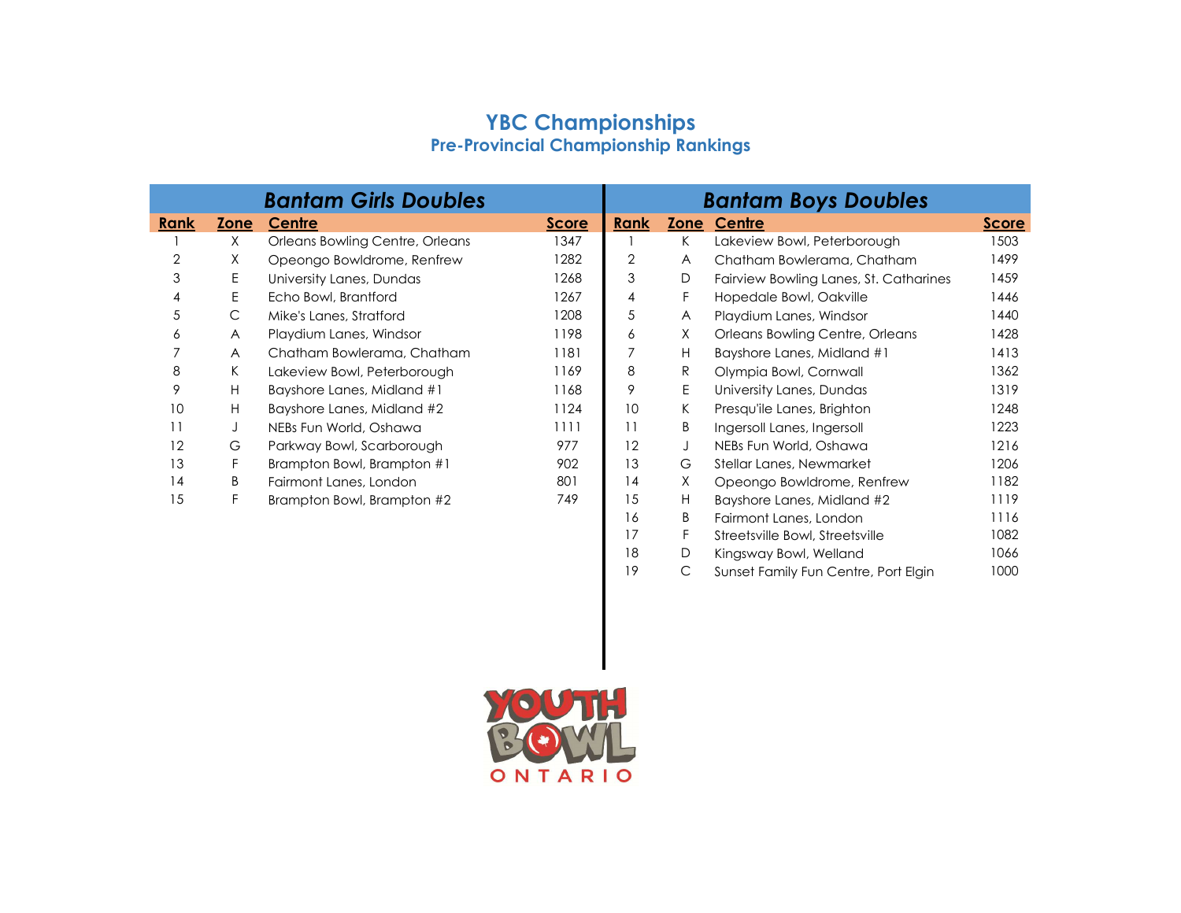# YBC Championships

## Pre-Provincial Championship Rankings

### Bantam Girls Doubles

| Rank | Zone | Centre | Score |
|---|---|---|---|
| 1 | X | Orleans Bowling Centre, Orleans | 1347 |
| 2 | X | Opeongo Bowldrome, Renfrew | 1282 |
| 3 | E | University Lanes, Dundas | 1268 |
| 4 | E | Echo Bowl, Brantford | 1267 |
| 5 | C | Mike's Lanes, Stratford | 1208 |
| 6 | A | Playdium Lanes, Windsor | 1198 |
| 7 | A | Chatham Bowlerama, Chatham | 1181 |
| 8 | K | Lakeview Bowl, Peterborough | 1169 |
| 9 | H | Bayshore Lanes, Midland #1 | 1168 |
| 10 | H | Bayshore Lanes, Midland #2 | 1124 |
| 11 | J | NEBs Fun World, Oshawa | 1111 |
| 12 | G | Parkway Bowl, Scarborough | 977 |
| 13 | F | Brampton Bowl, Brampton #1 | 902 |
| 14 | B | Fairmont Lanes, London | 801 |
| 15 | F | Brampton Bowl, Brampton #2 | 749 |

### Bantam Boys Doubles

| Rank | Zone | Centre | Score |
|---|---|---|---|
| 1 | K | Lakeview Bowl, Peterborough | 1503 |
| 2 | A | Chatham Bowlerama, Chatham | 1499 |
| 3 | D | Fairview Bowling Lanes, St. Catharines | 1459 |
| 4 | F | Hopedale Bowl, Oakville | 1446 |
| 5 | A | Playdium Lanes, Windsor | 1440 |
| 6 | X | Orleans Bowling Centre, Orleans | 1428 |
| 7 | H | Bayshore Lanes, Midland #1 | 1413 |
| 8 | R | Olympia Bowl, Cornwall | 1362 |
| 9 | E | University Lanes, Dundas | 1319 |
| 10 | K | Presqu'ile Lanes, Brighton | 1248 |
| 11 | B | Ingersoll Lanes, Ingersoll | 1223 |
| 12 | J | NEBs Fun World, Oshawa | 1216 |
| 13 | G | Stellar Lanes, Newmarket | 1206 |
| 14 | X | Opeongo Bowldrome, Renfrew | 1182 |
| 15 | H | Bayshore Lanes, Midland #2 | 1119 |
| 16 | B | Fairmont Lanes, London | 1116 |
| 17 | F | Streetsville Bowl, Streetsville | 1082 |
| 18 | D | Kingsway Bowl, Welland | 1066 |
| 19 | C | Sunset Family Fun Centre, Port Elgin | 1000 |

YOUTH BOWL ONTARIO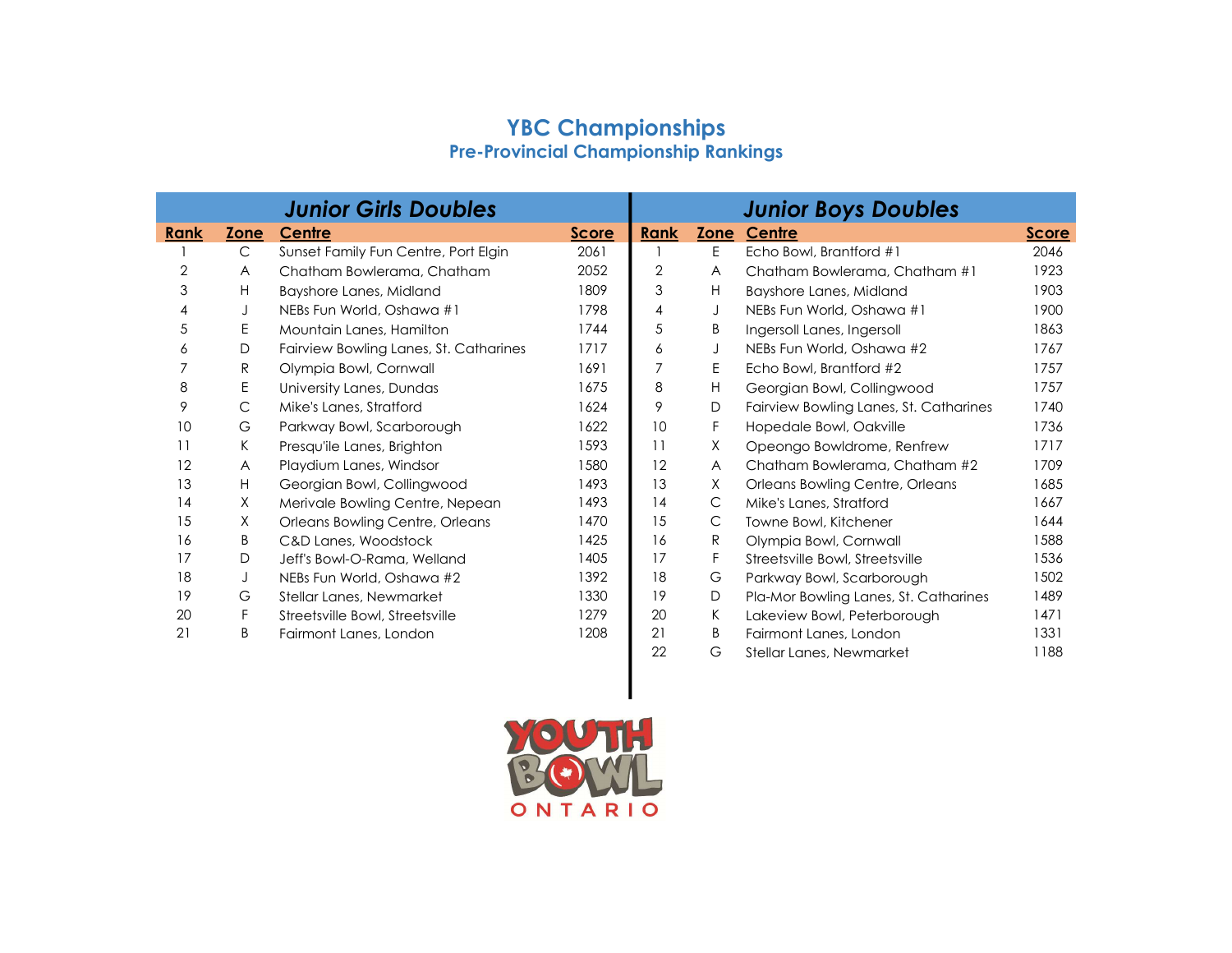# YBC Championships

## Pre-Provincial Championship Rankings

### Junior Girls Doubles

| Rank | Zone | Centre | Score |
|---|---|---|---|
| 1 | C | Sunset Family Fun Centre, Port Elgin | 2061 |
| 2 | A | Chatham Bowlerama, Chatham | 2052 |
| 3 | H | Bayshore Lanes, Midland | 1809 |
| 4 | J | NEBs Fun World, Oshawa #1 | 1798 |
| 5 | E | Mountain Lanes, Hamilton | 1744 |
| 6 | D | Fairview Bowling Lanes, St. Catharines | 1717 |
| 7 | R | Olympia Bowl, Cornwall | 1691 |
| 8 | E | University Lanes, Dundas | 1675 |
| 9 | C | Mike's Lanes, Stratford | 1624 |
| 10 | G | Parkway Bowl, Scarborough | 1622 |
| 11 | K | Presqu'ile Lanes, Brighton | 1593 |
| 12 | A | Playdium Lanes, Windsor | 1580 |
| 13 | H | Georgian Bowl, Collingwood | 1493 |
| 14 | X | Merivale Bowling Centre, Nepean | 1493 |
| 15 | X | Orleans Bowling Centre, Orleans | 1470 |
| 16 | B | C&D Lanes, Woodstock | 1425 |
| 17 | D | Jeff's Bowl-O-Rama, Welland | 1405 |
| 18 | J | NEBs Fun World, Oshawa #2 | 1392 |
| 19 | G | Stellar Lanes, Newmarket | 1330 |
| 20 | F | Streetsville Bowl, Streetsville | 1279 |
| 21 | B | Fairmont Lanes, London | 1208 |

### Junior Boys Doubles

| Rank | Zone | Centre | Score |
|---|---|---|---|
| 1 | E | Echo Bowl, Brantford #1 | 2046 |
| 2 | A | Chatham Bowlerama, Chatham #1 | 1923 |
| 3 | H | Bayshore Lanes, Midland | 1903 |
| 4 | J | NEBs Fun World, Oshawa #1 | 1900 |
| 5 | B | Ingersoll Lanes, Ingersoll | 1863 |
| 6 | J | NEBs Fun World, Oshawa #2 | 1767 |
| 7 | E | Echo Bowl, Brantford #2 | 1757 |
| 8 | H | Georgian Bowl, Collingwood | 1757 |
| 9 | D | Fairview Bowling Lanes, St. Catharines | 1740 |
| 10 | F | Hopedale Bowl, Oakville | 1736 |
| 11 | X | Opeongo Bowldrome, Renfrew | 1717 |
| 12 | A | Chatham Bowlerama, Chatham #2 | 1709 |
| 13 | X | Orleans Bowling Centre, Orleans | 1685 |
| 14 | C | Mike's Lanes, Stratford | 1667 |
| 15 | C | Towne Bowl, Kitchener | 1644 |
| 16 | R | Olympia Bowl, Cornwall | 1588 |
| 17 | F | Streetsville Bowl, Streetsville | 1536 |
| 18 | G | Parkway Bowl, Scarborough | 1502 |
| 19 | D | Pla-Mor Bowling Lanes, St. Catharines | 1489 |
| 20 | K | Lakeview Bowl, Peterborough | 1471 |
| 21 | B | Fairmont Lanes, London | 1331 |
| 22 | G | Stellar Lanes, Newmarket | 1188 |

YOUTH BOWL ONTARIO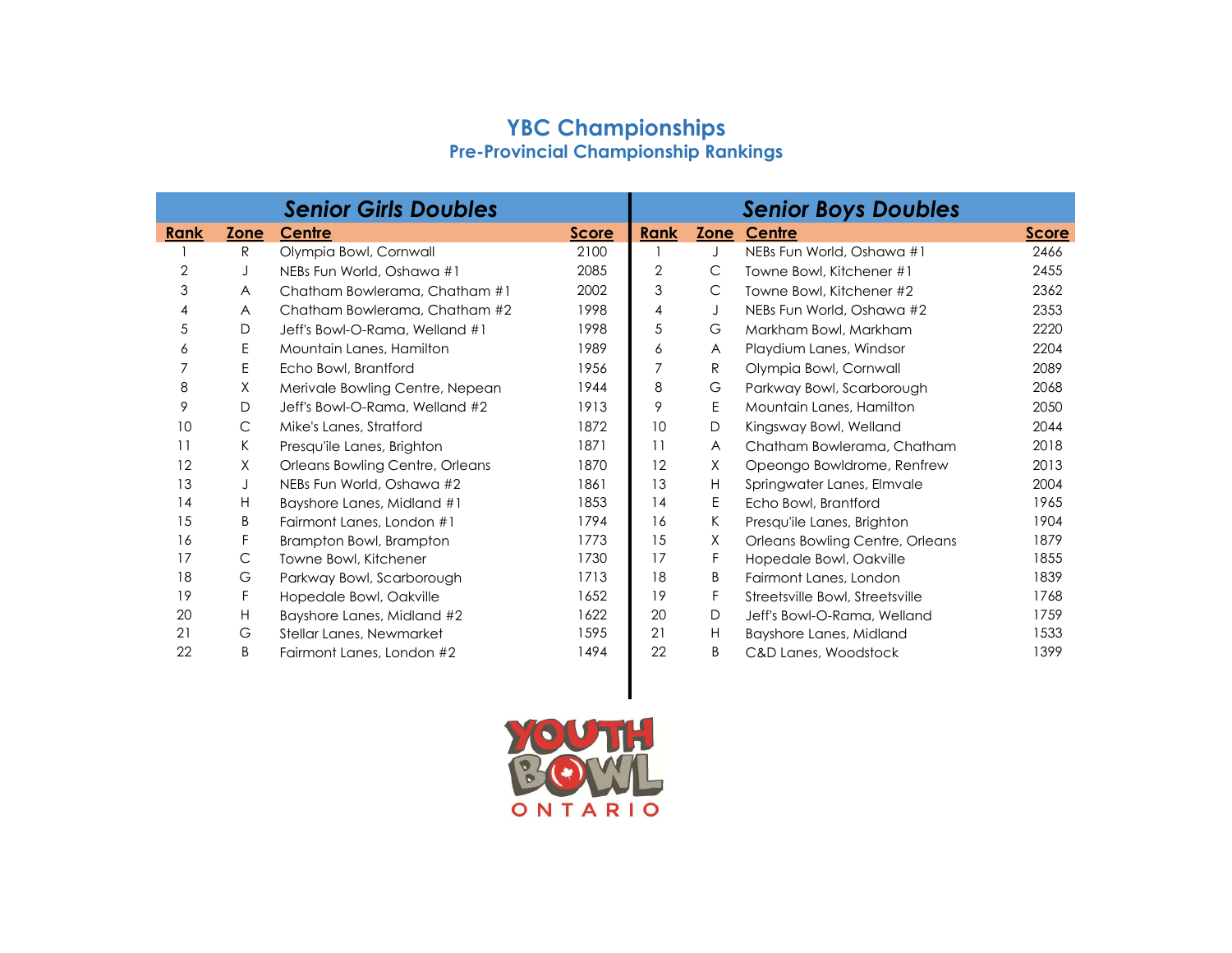# YBC Championships

## Pre-Provincial Championship Rankings

| Senior Girls Doubles | | | | Senior Boys Doubles | | | |
|---|---|---|---|---|---|---|---|
| **Rank** | **Zone** | **Centre** | **Score** | **Rank** | **Zone** | **Centre** | **Score** |
| 1 | R | Olympia Bowl, Cornwall | 2100 | 1 | J | NEBs Fun World, Oshawa #1 | 2466 |
| 2 | J | NEBs Fun World, Oshawa #1 | 2085 | 2 | C | Towne Bowl, Kitchener #1 | 2455 |
| 3 | A | Chatham Bowlerama, Chatham #1 | 2002 | 3 | C | Towne Bowl, Kitchener #2 | 2362 |
| 4 | A | Chatham Bowlerama, Chatham #2 | 1998 | 4 | J | NEBs Fun World, Oshawa #2 | 2353 |
| 5 | D | Jeff's Bowl-O-Rama, Welland #1 | 1998 | 5 | G | Markham Bowl, Markham | 2220 |
| 6 | E | Mountain Lanes, Hamilton | 1989 | 6 | A | Playdium Lanes, Windsor | 2204 |
| 7 | E | Echo Bowl, Brantford | 1956 | 7 | R | Olympia Bowl, Cornwall | 2089 |
| 8 | X | Merivale Bowling Centre, Nepean | 1944 | 8 | G | Parkway Bowl, Scarborough | 2068 |
| 9 | D | Jeff's Bowl-O-Rama, Welland #2 | 1913 | 9 | E | Mountain Lanes, Hamilton | 2050 |
| 10 | C | Mike's Lanes, Stratford | 1872 | 10 | D | Kingsway Bowl, Welland | 2044 |
| 11 | K | Presqu'ile Lanes, Brighton | 1871 | 11 | A | Chatham Bowlerama, Chatham | 2018 |
| 12 | X | Orleans Bowling Centre, Orleans | 1870 | 12 | X | Opeongo Bowldrome, Renfrew | 2013 |
| 13 | J | NEBs Fun World, Oshawa #2 | 1861 | 13 | H | Springwater Lanes, Elmvale | 2004 |
| 14 | H | Bayshore Lanes, Midland #1 | 1853 | 14 | E | Echo Bowl, Brantford | 1965 |
| 15 | B | Fairmont Lanes, London #1 | 1794 | 16 | K | Presqu'ile Lanes, Brighton | 1904 |
| 16 | F | Brampton Bowl, Brampton | 1773 | 15 | X | Orleans Bowling Centre, Orleans | 1879 |
| 17 | C | Towne Bowl, Kitchener | 1730 | 17 | F | Hopedale Bowl, Oakville | 1855 |
| 18 | G | Parkway Bowl, Scarborough | 1713 | 18 | B | Fairmont Lanes, London | 1839 |
| 19 | F | Hopedale Bowl, Oakville | 1652 | 19 | F | Streetsville Bowl, Streetsville | 1768 |
| 20 | H | Bayshore Lanes, Midland #2 | 1622 | 20 | D | Jeff's Bowl-O-Rama, Welland | 1759 |
| 21 | G | Stellar Lanes, Newmarket | 1595 | 21 | H | Bayshore Lanes, Midland | 1533 |
| 22 | B | Fairmont Lanes, London #2 | 1494 | 22 | B | C&D Lanes, Woodstock | 1399 |

YOUTH BOWL ONTARIO